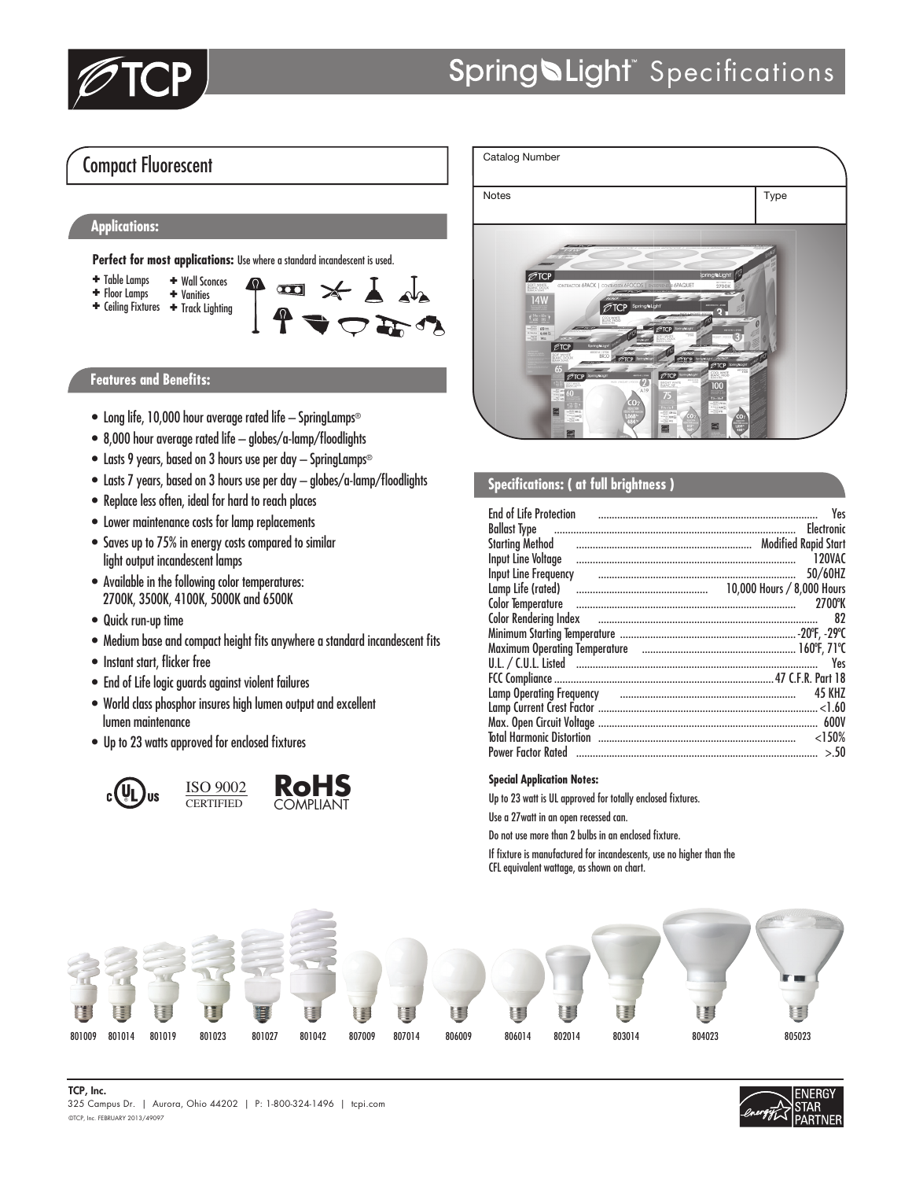# SpringLight™ Specifications

## Compact Fluorescent

| Catalog Number | |
|---|---|
| Notes | Type |

### Applications:

**Perfect for most applications:** Use where a standard incandescent is used.

- Table Lamps
- Floor Lamps
- Ceiling Fixtures
- Wall Sconces
- Vanities
- Track Lighting

### Features and Benefits:

- Long life, 10,000 hour average rated life – SpringLamps®
- 8,000 hour average rated life – globes/a-lamp/floodlights
- Lasts 9 years, based on 3 hours use per day – SpringLamps®
- Lasts 7 years, based on 3 hours use per day – globes/a-lamp/floodlights
- Replace less often, ideal for hard to reach places
- Lower maintenance costs for lamp replacements
- Saves up to 75% in energy costs compared to similar light output incandescent lamps
- Available in the following color temperatures: 2700K, 3500K, 4100K, 5000K and 6500K
- Quick run-up time
- Medium base and compact height fits anywhere a standard incandescent fits
- Instant start, flicker free
- End of Life logic guards against violent failures
- World class phosphor insures high lumen output and excellent lumen maintenance
- Up to 23 watts approved for enclosed fixtures

c UL us | ISO 9002 CERTIFIED | RoHS COMPLIANT

### Specifications: ( at full brightness )

| Specification | Value |
|---|---|
| End of Life Protection | Yes |
| Ballast Type | Electronic |
| Starting Method | Modified Rapid Start |
| Input Line Voltage | 120VAC |
| Input Line Frequency | 50/60HZ |
| Lamp Life (rated) | 10,000 Hours / 8,000 Hours |
| Color Temperature | 2700ºK |
| Color Rendering Index | 82 |
| Minimum Starting Temperature | -20ºF, -29ºC |
| Maximum Operating Temperature | 160ºF, 71ºC |
| U.L. / C.U.L. Listed | Yes |
| FCC Compliance | 47 C.F.R. Part 18 |
| Lamp Operating Frequency | 45 KHZ |
| Lamp Current Crest Factor | <1.60 |
| Max. Open Circuit Voltage | 600V |
| Total Harmonic Distortion | <150% |
| Power Factor Rated | >.50 |

#### Special Application Notes:

Up to 23 watt is UL approved for totally enclosed fixtures.

Use a 27watt in an open recessed can.

Do not use more than 2 bulbs in an enclosed fixture.

If fixture is manufactured for incandescents, use no higher than the CFL equivalent wattage, as shown on chart.

801009 801014 801019 801023 801027 801042 807009 807014 806009 806014 802014 803014 804023 805023

**TCP, Inc.**
325 Campus Dr. | Aurora, Ohio 44202 | P: 1-800-324-1496 | tcpi.com
©TCP, Inc. FEBRUARY 2013/49097

ENERGY STAR PARTNER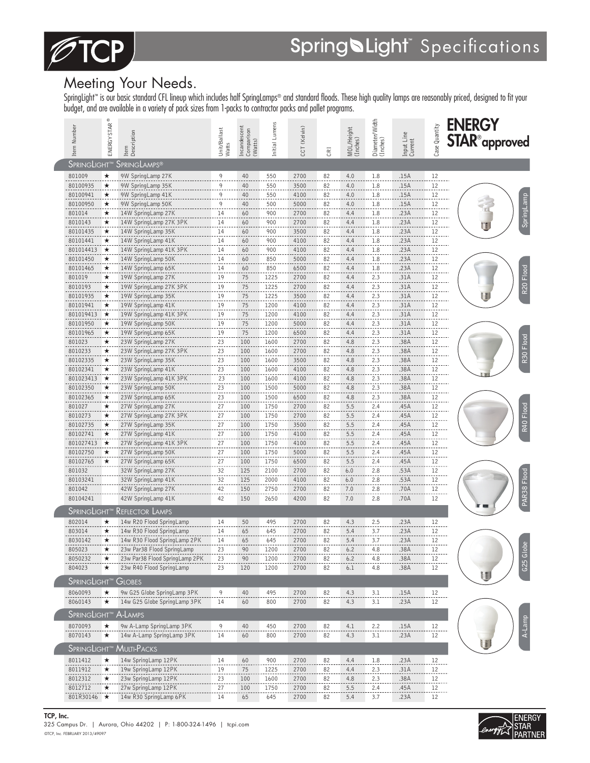# SpringLight™ Specifications

## Meeting Your Needs.

SpringLight™ is our basic standard CFL lineup which includes half SpringLamps® and standard floods. These high quality lamps are reasonably priced, designed to fit your budget, and are available in a variety of pack sizes from 1-packs to contractor packs and pallet programs.

**ENERGY STAR® approved**

| Item Number | ENERGY STAR® | Item Description | Unit/Ballast Watts | Incandescent Comparison (Watts) | Initial Lumens | CCT (Kelvin) | CRI | MOL/Height (Inches) | Diameter/Width (Inches) | Input Line Current | Case Quantity |
|---|---|---|---|---|---|---|---|---|---|---|---|
| **SpringLight™ SpringLamps®** | | | | | | | | | | | |
| 801009 | ★ | 9W SpringLamp 27K | 9 | 40 | 550 | 2700 | 82 | 4.0 | 1.8 | .15A | 12 |
| 80100935 | ★ | 9W SpringLamp 35K | 9 | 40 | 550 | 3500 | 82 | 4.0 | 1.8 | .15A | 12 |
| 80100941 | ★ | 9W SpringLamp 41K | 9 | 40 | 550 | 4100 | 82 | 4.0 | 1.8 | .15A | 12 |
| 80100950 | ★ | 9W SpringLamp 50K | 9 | 40 | 500 | 5000 | 82 | 4.0 | 1.8 | .15A | 12 |
| 801014 | ★ | 14W SpringLamp 27K | 14 | 60 | 900 | 2700 | 82 | 4.4 | 1.8 | .23A | 12 |
| 8010143 | ★ | 14W SpringLamp 27K 3PK | 14 | 60 | 900 | 2700 | 82 | 4.4 | 1.8 | .23A | 12 |
| 80101435 | ★ | 14W SpringLamp 35K | 14 | 60 | 900 | 3500 | 82 | 4.4 | 1.8 | .23A | 12 |
| 80101441 | ★ | 14W SpringLamp 41K | 14 | 60 | 900 | 4100 | 82 | 4.4 | 1.8 | .23A | 12 |
| 801014413 | ★ | 14W SpringLamp 41K 3PK | 14 | 60 | 900 | 4100 | 82 | 4.4 | 1.8 | .23A | 12 |
| 80101450 | ★ | 14W SpringLamp 50K | 14 | 60 | 850 | 5000 | 82 | 4.4 | 1.8 | .23A | 12 |
| 80101465 | ★ | 14W SpringLamp 65K | 14 | 60 | 850 | 6500 | 82 | 4.4 | 1.8 | .23A | 12 |
| 801019 | ★ | 19W SpringLamp 27K | 19 | 75 | 1225 | 2700 | 82 | 4.4 | 2.3 | .31A | 12 |
| 8010193 | ★ | 19W SpringLamp 27K 3PK | 19 | 75 | 1225 | 2700 | 82 | 4.4 | 2.3 | .31A | 12 |
| 80101935 | ★ | 19W SpringLamp 35K | 19 | 75 | 1225 | 3500 | 82 | 4.4 | 2.3 | .31A | 12 |
| 80101941 | ★ | 19W SpringLamp 41K | 19 | 75 | 1200 | 4100 | 82 | 4.4 | 2.3 | .31A | 12 |
| 801019413 | ★ | 19W SpringLamp 41K 3PK | 19 | 75 | 1200 | 4100 | 82 | 4.4 | 2.3 | .31A | 12 |
| 80101950 | ★ | 19W SpringLamp 50K | 19 | 75 | 1200 | 5000 | 82 | 4.4 | 2.3 | .31A | 12 |
| 80101965 | ★ | 19W SpringLamp 65K | 19 | 75 | 1200 | 6500 | 82 | 4.4 | 2.3 | .31A | 12 |
| 801023 | ★ | 23W SpringLamp 27K | 23 | 100 | 1600 | 2700 | 82 | 4.8 | 2.3 | .38A | 12 |
| 8010233 | ★ | 23W SpringLamp 27K 3PK | 23 | 100 | 1600 | 2700 | 82 | 4.8 | 2.3 | .38A | 12 |
| 80102335 | ★ | 23W SpringLamp 35K | 23 | 100 | 1600 | 3500 | 82 | 4.8 | 2.3 | .38A | 12 |
| 80102341 | ★ | 23W SpringLamp 41K | 23 | 100 | 1600 | 4100 | 82 | 4.8 | 2.3 | .38A | 12 |
| 801023413 | ★ | 23W SpringLamp 41K 3PK | 23 | 100 | 1600 | 4100 | 82 | 4.8 | 2.3 | .38A | 12 |
| 80102350 | ★ | 23W SpringLamp 50K | 23 | 100 | 1500 | 5000 | 82 | 4.8 | 2.3 | .38A | 12 |
| 80102365 | ★ | 23W SpringLamp 65K | 23 | 100 | 1500 | 6500 | 82 | 4.8 | 2.3 | .38A | 12 |
| 801027 | ★ | 27W SpringLamp 27K | 27 | 100 | 1750 | 2700 | 82 | 5.5 | 2.4 | .45A | 12 |
| 8010273 | ★ | 27W SpringLamp 27K 3PK | 27 | 100 | 1750 | 2700 | 82 | 5.5 | 2.4 | .45A | 12 |
| 80102735 | ★ | 27W SpringLamp 35K | 27 | 100 | 1750 | 3500 | 82 | 5.5 | 2.4 | .45A | 12 |
| 80102741 | ★ | 27W SpringLamp 41K | 27 | 100 | 1750 | 4100 | 82 | 5.5 | 2.4 | .45A | 12 |
| 801027413 | ★ | 27W SpringLamp 41K 3PK | 27 | 100 | 1750 | 4100 | 82 | 5.5 | 2.4 | .45A | 12 |
| 80102750 | ★ | 27W SpringLamp 50K | 27 | 100 | 1750 | 5000 | 82 | 5.5 | 2.4 | .45A | 12 |
| 80102765 | ★ | 27W SpringLamp 65K | 27 | 100 | 1750 | 6500 | 82 | 5.5 | 2.4 | .45A | 12 |
| 801032 | | 32W SpringLamp 27K | 32 | 125 | 2100 | 2700 | 82 | 6.0 | 2.8 | .53A | 12 |
| 80103241 | | 32W SpringLamp 41K | 32 | 125 | 2000 | 4100 | 82 | 6.0 | 2.8 | .53A | 12 |
| 801042 | | 42W SpringLamp 27K | 42 | 150 | 2750 | 2700 | 82 | 7.0 | 2.8 | .70A | 12 |
| 80104241 | | 42W SpringLamp 41K | 42 | 150 | 2650 | 4200 | 82 | 7.0 | 2.8 | .70A | 12 |
| **SpringLight™ Reflector Lamps** | | | | | | | | | | | |
| 802014 | ★ | 14w R20 Flood SpringLamp | 14 | 50 | 495 | 2700 | 82 | 4.3 | 2.5 | .23A | 12 |
| 803014 | ★ | 14w R30 Flood SpringLamp | 14 | 65 | 645 | 2700 | 82 | 5.4 | 3.7 | .23A | 12 |
| 8030142 | ★ | 14w R30 Flood SpringLamp 2PK | 14 | 65 | 645 | 2700 | 82 | 5.4 | 3.7 | .23A | 12 |
| 805023 | ★ | 23w Par38 Flood SpringLamp | 23 | 90 | 1200 | 2700 | 82 | 6.2 | 4.8 | .38A | 12 |
| 8050232 | ★ | 23w Par38 Flood SpringLamp 2PK | 23 | 90 | 1200 | 2700 | 82 | 6.2 | 4.8 | .38A | 12 |
| 804023 | ★ | 23w R40 Flood SpringLamp | 23 | 120 | 1200 | 2700 | 82 | 6.1 | 4.8 | .38A | 12 |
| **SpringLight™ Globes** | | | | | | | | | | | |
| 8060093 | ★ | 9w G25 Globe SpringLamp 3PK | 9 | 40 | 495 | 2700 | 82 | 4.3 | 3.1 | .15A | 12 |
| 8060143 | ★ | 14w G25 Globe SpringLamp 3PK | 14 | 60 | 800 | 2700 | 82 | 4.3 | 3.1 | .23A | 12 |
| **SpringLight™ A-Lamps** | | | | | | | | | | | |
| 8070093 | ★ | 9w A-Lamp SpringLamp 3PK | 9 | 40 | 450 | 2700 | 82 | 4.1 | 2.2 | .15A | 12 |
| 8070143 | ★ | 14w A-Lamp SpringLamp 3PK | 14 | 60 | 800 | 2700 | 82 | 4.3 | 3.1 | .23A | 12 |
| **SpringLight™ Multi-Packs** | | | | | | | | | | | |
| 8011412 | ★ | 14w SpringLamp 12PK | 14 | 60 | 900 | 2700 | 82 | 4.4 | 1.8 | .23A | 12 |
| 8011912 | ★ | 19w SpringLamp 12PK | 19 | 75 | 1225 | 2700 | 82 | 4.4 | 2.3 | .31A | 12 |
| 8012312 | ★ | 23w SpringLamp 12PK | 23 | 100 | 1600 | 2700 | 82 | 4.8 | 2.3 | .38A | 12 |
| 8012712 | ★ | 27w SpringLamp 12PK | 27 | 100 | 1750 | 2700 | 82 | 5.5 | 2.4 | .45A | 12 |
| 801R30146 | ★ | 14w R30 SpringLamp 6PK | 14 | 65 | 645 | 2700 | 82 | 5.4 | 3.7 | .23A | 12 |

SpringLamp

R20 Flood

R30 Flood

R40 Flood

PAR38 Flood

G25 Globe

A-Lamp

**TCP, Inc.**
325 Campus Dr. | Aurora, Ohio 44202 | P: 1-800-324-1496 | tcpi.com
©TCP, Inc. FEBRUARY 2013/49097

ENERGY STAR PARTNER